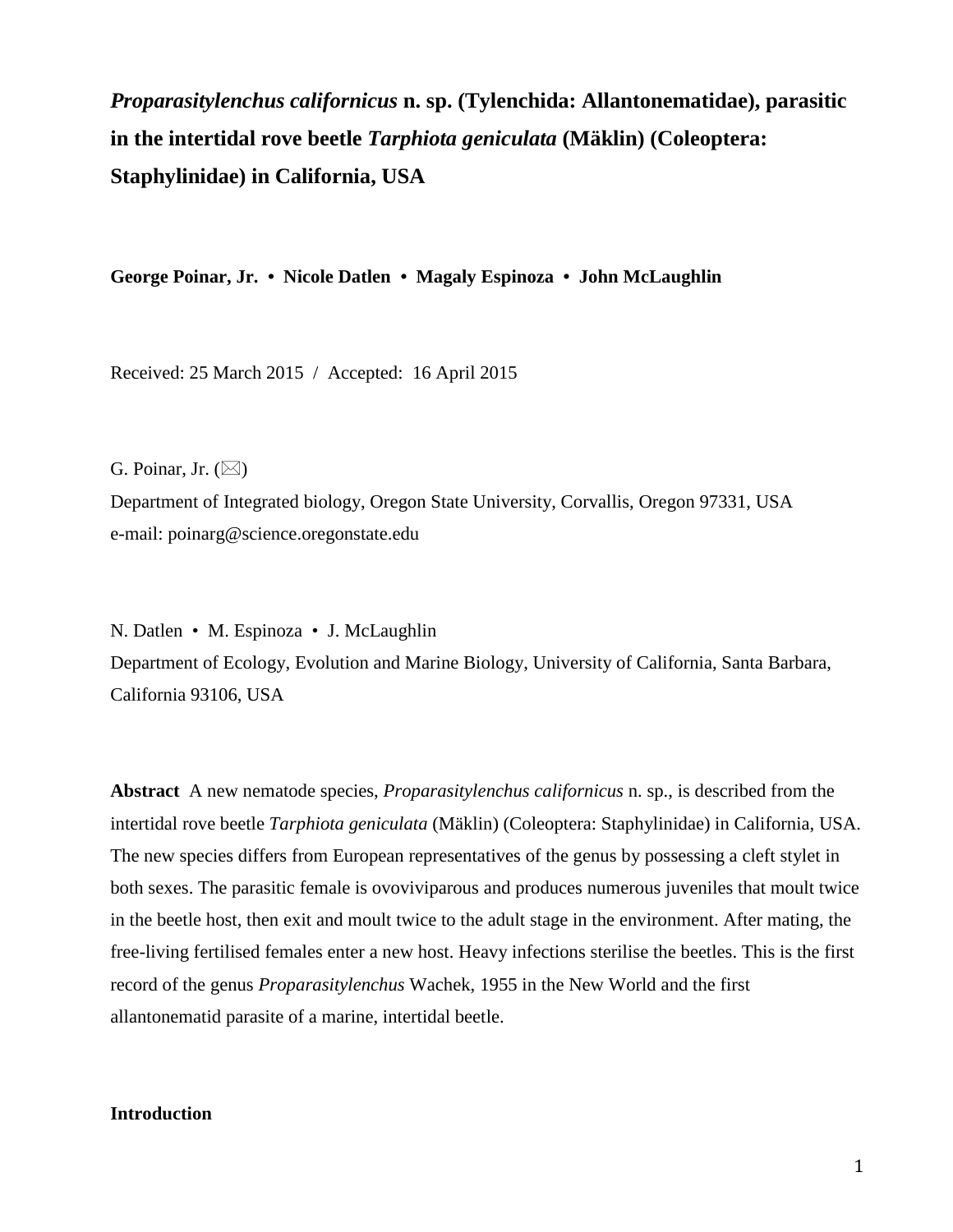# *Proparasitylenchus californicus* n. sp. (Tylenchida: Allantonematidae), parasitic in the intertidal rove beetle *Tarphiota geniculata* (Mäklin) (Coleoptera: Staphylinidae) in California, USA

**George Poinar, Jr. • Nicole Datlen • Magaly Espinoza • John McLaughlin**

Received: 25 March 2015 / Accepted: 16 April 2015

G. Poinar, Jr. (✉)
Department of Integrated biology, Oregon State University, Corvallis, Oregon 97331, USA
e-mail: poinarg@science.oregonstate.edu

N. Datlen • M. Espinoza • J. McLaughlin
Department of Ecology, Evolution and Marine Biology, University of California, Santa Barbara, California 93106, USA

**Abstract** A new nematode species, *Proparasitylenchus californicus* n. sp., is described from the intertidal rove beetle *Tarphiota geniculata* (Mäklin) (Coleoptera: Staphylinidae) in California, USA. The new species differs from European representatives of the genus by possessing a cleft stylet in both sexes. The parasitic female is ovoviviparous and produces numerous juveniles that moult twice in the beetle host, then exit and moult twice to the adult stage in the environment. After mating, the free-living fertilised females enter a new host. Heavy infections sterilise the beetles. This is the first record of the genus *Proparasitylenchus* Wachek, 1955 in the New World and the first allantonematid parasite of a marine, intertidal beetle.

## Introduction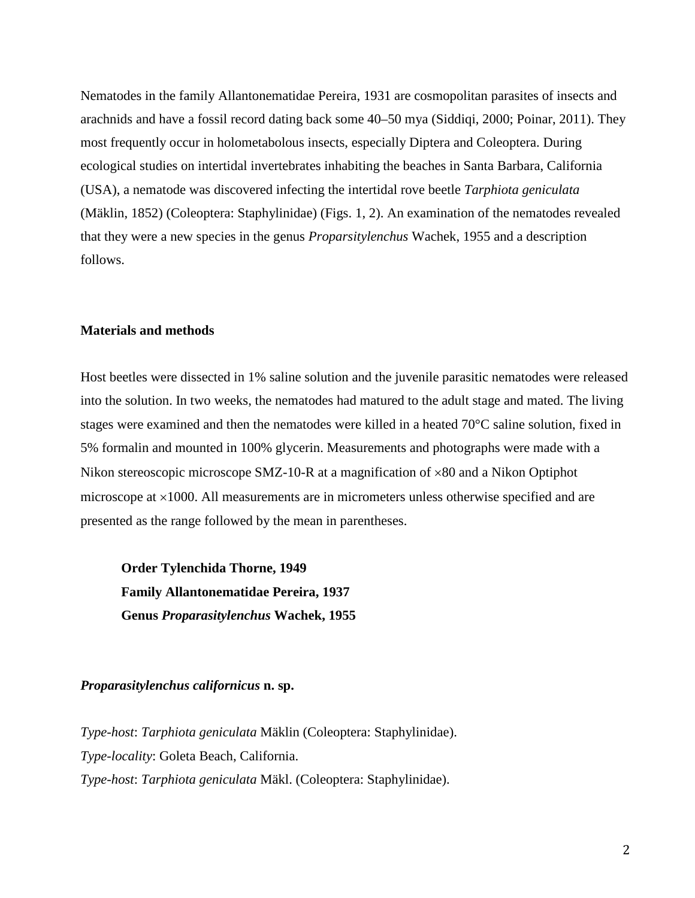Nematodes in the family Allantonematidae Pereira, 1931 are cosmopolitan parasites of insects and arachnids and have a fossil record dating back some 40–50 mya (Siddiqi, 2000; Poinar, 2011). They most frequently occur in holometabolous insects, especially Diptera and Coleoptera. During ecological studies on intertidal invertebrates inhabiting the beaches in Santa Barbara, California (USA), a nematode was discovered infecting the intertidal rove beetle *Tarphiota geniculata* (Mäklin, 1852) (Coleoptera: Staphylinidae) (Figs. 1, 2). An examination of the nematodes revealed that they were a new species in the genus *Proparsitylenchus* Wachek, 1955 and a description follows.

## Materials and methods

Host beetles were dissected in 1% saline solution and the juvenile parasitic nematodes were released into the solution. In two weeks, the nematodes had matured to the adult stage and mated. The living stages were examined and then the nematodes were killed in a heated 70°C saline solution, fixed in 5% formalin and mounted in 100% glycerin. Measurements and photographs were made with a Nikon stereoscopic microscope SMZ-10-R at a magnification of ×80 and a Nikon Optiphot microscope at ×1000. All measurements are in micrometers unless otherwise specified and are presented as the range followed by the mean in parentheses.

**Order Tylenchida Thorne, 1949**
**Family Allantonematidae Pereira, 1937**
**Genus *Proparasitylenchus* Wachek, 1955**

### *Proparasitylenchus californicus* n. sp.

*Type-host*: *Tarphiota geniculata* Mäklin (Coleoptera: Staphylinidae).
*Type-locality*: Goleta Beach, California.
*Type-host*: *Tarphiota geniculata* Mäkl. (Coleoptera: Staphylinidae).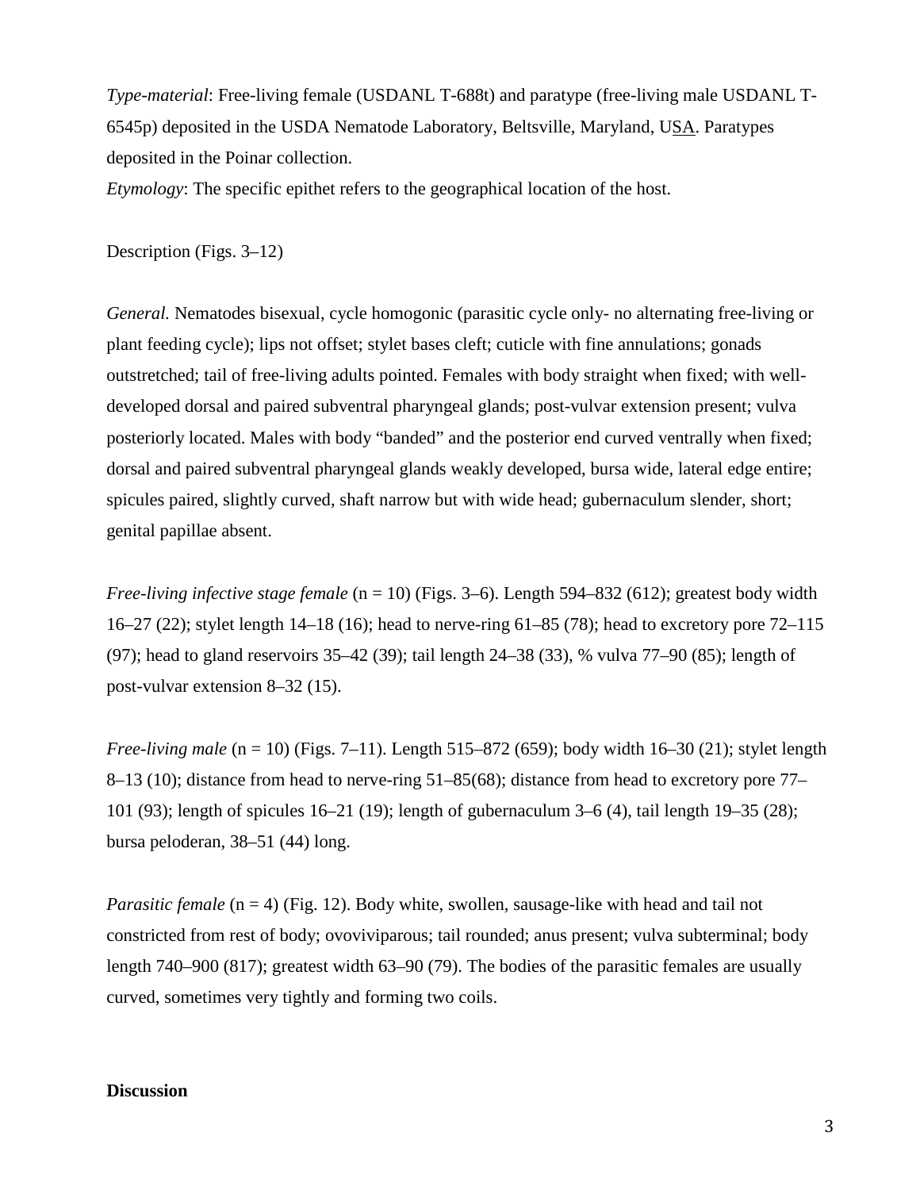*Type-material*: Free-living female (USDANL T-688t) and paratype (free-living male USDANL T-6545p) deposited in the USDA Nematode Laboratory, Beltsville, Maryland, USA. Paratypes deposited in the Poinar collection.

*Etymology*: The specific epithet refers to the geographical location of the host.

Description (Figs. 3–12)

*General.* Nematodes bisexual, cycle homogonic (parasitic cycle only- no alternating free-living or plant feeding cycle); lips not offset; stylet bases cleft; cuticle with fine annulations; gonads outstretched; tail of free-living adults pointed. Females with body straight when fixed; with well-developed dorsal and paired subventral pharyngeal glands; post-vulvar extension present; vulva posteriorly located. Males with body "banded" and the posterior end curved ventrally when fixed; dorsal and paired subventral pharyngeal glands weakly developed, bursa wide, lateral edge entire; spicules paired, slightly curved, shaft narrow but with wide head; gubernaculum slender, short; genital papillae absent.

*Free-living infective stage female* (n = 10) (Figs. 3–6). Length 594–832 (612); greatest body width 16–27 (22); stylet length 14–18 (16); head to nerve-ring 61–85 (78); head to excretory pore 72–115 (97); head to gland reservoirs 35–42 (39); tail length 24–38 (33), % vulva 77–90 (85); length of post-vulvar extension 8–32 (15).

*Free-living male* (n = 10) (Figs. 7–11). Length 515–872 (659); body width 16–30 (21); stylet length 8–13 (10); distance from head to nerve-ring 51–85(68); distance from head to excretory pore 77–101 (93); length of spicules 16–21 (19); length of gubernaculum 3–6 (4), tail length 19–35 (28); bursa peloderan, 38–51 (44) long.

*Parasitic female* (n = 4) (Fig. 12). Body white, swollen, sausage-like with head and tail not constricted from rest of body; ovoviviparous; tail rounded; anus present; vulva subterminal; body length 740–900 (817); greatest width 63–90 (79). The bodies of the parasitic females are usually curved, sometimes very tightly and forming two coils.

## Discussion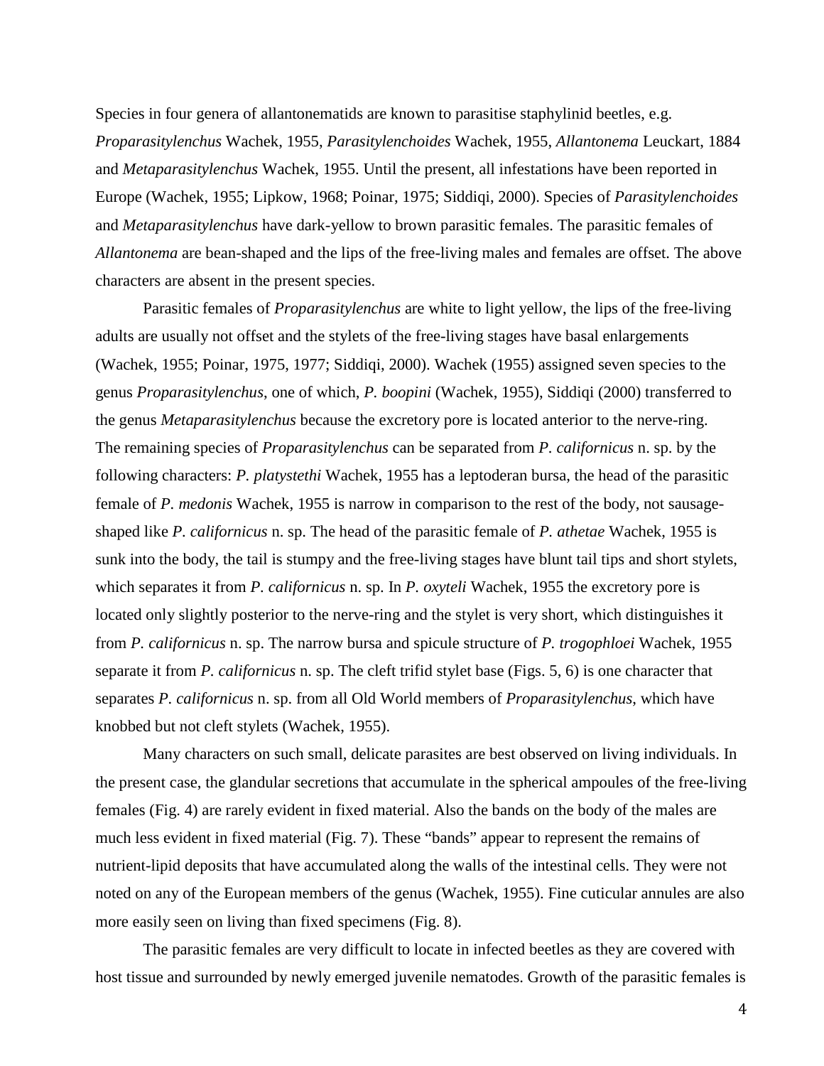Species in four genera of allantonematids are known to parasitise staphylinid beetles, e.g. *Proparasitylenchus* Wachek, 1955, *Parasitylenchoides* Wachek, 1955, *Allantonema* Leuckart, 1884 and *Metaparasitylenchus* Wachek, 1955. Until the present, all infestations have been reported in Europe (Wachek, 1955; Lipkow, 1968; Poinar, 1975; Siddiqi, 2000). Species of *Parasitylenchoides* and *Metaparasitylenchus* have dark-yellow to brown parasitic females. The parasitic females of *Allantonema* are bean-shaped and the lips of the free-living males and females are offset. The above characters are absent in the present species.

Parasitic females of *Proparasitylenchus* are white to light yellow, the lips of the free-living adults are usually not offset and the stylets of the free-living stages have basal enlargements (Wachek, 1955; Poinar, 1975, 1977; Siddiqi, 2000). Wachek (1955) assigned seven species to the genus *Proparasitylenchus*, one of which, *P. boopini* (Wachek, 1955), Siddiqi (2000) transferred to the genus *Metaparasitylenchus* because the excretory pore is located anterior to the nerve-ring. The remaining species of *Proparasitylenchus* can be separated from *P. californicus* n. sp. by the following characters: *P. platystethi* Wachek, 1955 has a leptoderan bursa, the head of the parasitic female of *P. medonis* Wachek, 1955 is narrow in comparison to the rest of the body, not sausage-shaped like *P. californicus* n. sp. The head of the parasitic female of *P. athetae* Wachek, 1955 is sunk into the body, the tail is stumpy and the free-living stages have blunt tail tips and short stylets, which separates it from *P. californicus* n. sp. In *P. oxyteli* Wachek, 1955 the excretory pore is located only slightly posterior to the nerve-ring and the stylet is very short, which distinguishes it from *P. californicus* n. sp. The narrow bursa and spicule structure of *P. trogophloei* Wachek, 1955 separate it from *P. californicus* n. sp. The cleft trifid stylet base (Figs. 5, 6) is one character that separates *P. californicus* n. sp. from all Old World members of *Proparasitylenchus*, which have knobbed but not cleft stylets (Wachek, 1955).

Many characters on such small, delicate parasites are best observed on living individuals. In the present case, the glandular secretions that accumulate in the spherical ampoules of the free-living females (Fig. 4) are rarely evident in fixed material. Also the bands on the body of the males are much less evident in fixed material (Fig. 7). These "bands" appear to represent the remains of nutrient-lipid deposits that have accumulated along the walls of the intestinal cells. They were not noted on any of the European members of the genus (Wachek, 1955). Fine cuticular annules are also more easily seen on living than fixed specimens (Fig. 8).

The parasitic females are very difficult to locate in infected beetles as they are covered with host tissue and surrounded by newly emerged juvenile nematodes. Growth of the parasitic females is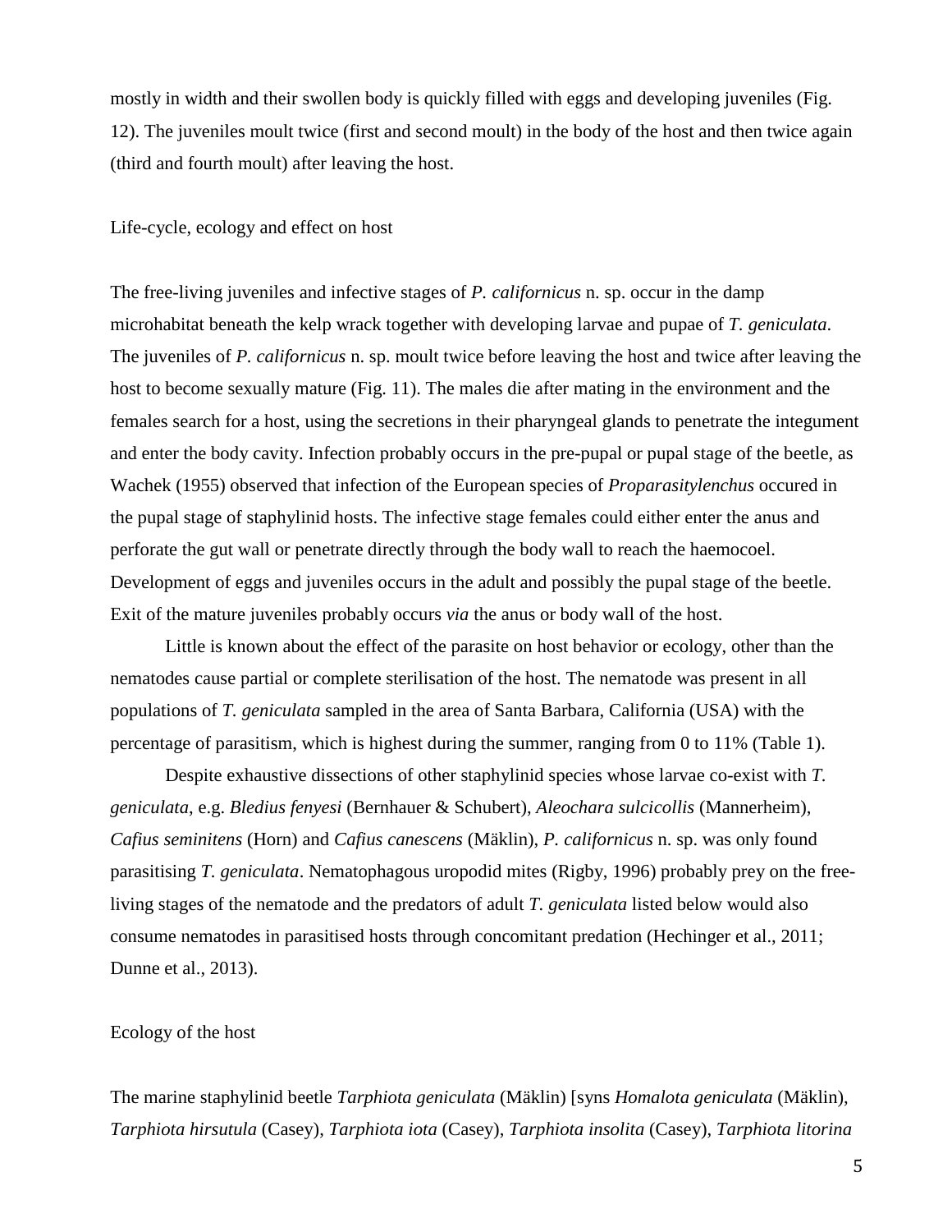mostly in width and their swollen body is quickly filled with eggs and developing juveniles (Fig. 12). The juveniles moult twice (first and second moult) in the body of the host and then twice again (third and fourth moult) after leaving the host.

## Life-cycle, ecology and effect on host

The free-living juveniles and infective stages of *P. californicus* n. sp. occur in the damp microhabitat beneath the kelp wrack together with developing larvae and pupae of *T. geniculata*. The juveniles of *P. californicus* n. sp. moult twice before leaving the host and twice after leaving the host to become sexually mature (Fig. 11). The males die after mating in the environment and the females search for a host, using the secretions in their pharyngeal glands to penetrate the integument and enter the body cavity. Infection probably occurs in the pre-pupal or pupal stage of the beetle, as Wachek (1955) observed that infection of the European species of *Proparasitylenchus* occured in the pupal stage of staphylinid hosts. The infective stage females could either enter the anus and perforate the gut wall or penetrate directly through the body wall to reach the haemocoel. Development of eggs and juveniles occurs in the adult and possibly the pupal stage of the beetle. Exit of the mature juveniles probably occurs *via* the anus or body wall of the host.

Little is known about the effect of the parasite on host behavior or ecology, other than the nematodes cause partial or complete sterilisation of the host. The nematode was present in all populations of *T. geniculata* sampled in the area of Santa Barbara, California (USA) with the percentage of parasitism, which is highest during the summer, ranging from 0 to 11% (Table 1).

Despite exhaustive dissections of other staphylinid species whose larvae co-exist with *T. geniculata*, e.g. *Bledius fenyesi* (Bernhauer & Schubert), *Aleochara sulcicollis* (Mannerheim), *Cafius seminitens* (Horn) and *Cafius canescens* (Mäklin), *P. californicus* n. sp. was only found parasitising *T. geniculata*. Nematophagous uropodid mites (Rigby, 1996) probably prey on the free-living stages of the nematode and the predators of adult *T. geniculata* listed below would also consume nematodes in parasitised hosts through concomitant predation (Hechinger et al., 2011; Dunne et al., 2013).

## Ecology of the host

The marine staphylinid beetle *Tarphiota geniculata* (Mäklin) [syns *Homalota geniculata* (Mäklin), *Tarphiota hirsutula* (Casey), *Tarphiota iota* (Casey), *Tarphiota insolita* (Casey), *Tarphiota litorina*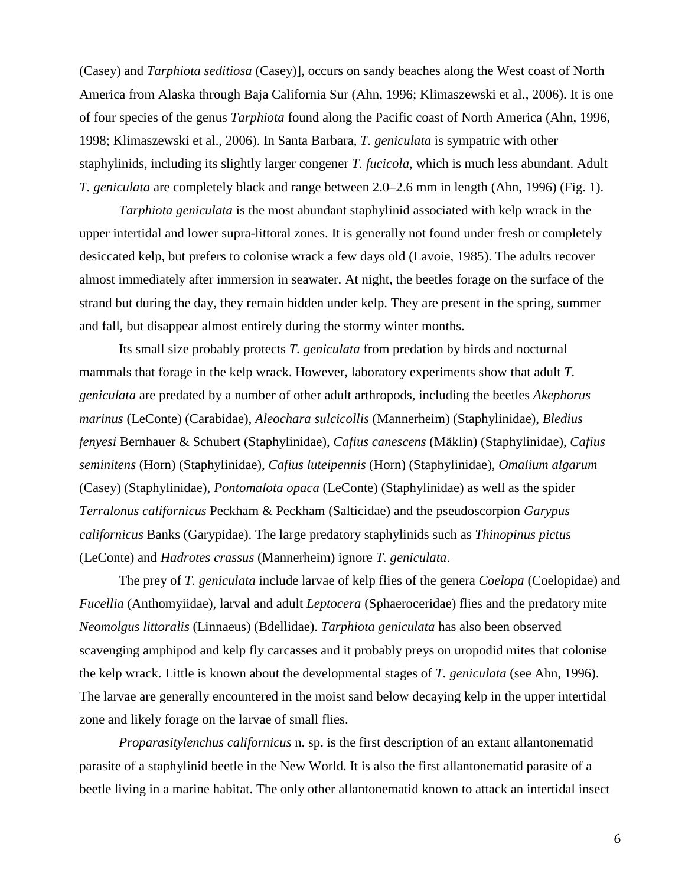(Casey) and *Tarphiota seditiosa* (Casey)], occurs on sandy beaches along the West coast of North America from Alaska through Baja California Sur (Ahn, 1996; Klimaszewski et al., 2006). It is one of four species of the genus *Tarphiota* found along the Pacific coast of North America (Ahn, 1996, 1998; Klimaszewski et al., 2006). In Santa Barbara, *T. geniculata* is sympatric with other staphylinids, including its slightly larger congener *T. fucicola*, which is much less abundant. Adult *T. geniculata* are completely black and range between 2.0–2.6 mm in length (Ahn, 1996) (Fig. 1).

*Tarphiota geniculata* is the most abundant staphylinid associated with kelp wrack in the upper intertidal and lower supra-littoral zones. It is generally not found under fresh or completely desiccated kelp, but prefers to colonise wrack a few days old (Lavoie, 1985). The adults recover almost immediately after immersion in seawater. At night, the beetles forage on the surface of the strand but during the day, they remain hidden under kelp. They are present in the spring, summer and fall, but disappear almost entirely during the stormy winter months.

Its small size probably protects *T. geniculata* from predation by birds and nocturnal mammals that forage in the kelp wrack. However, laboratory experiments show that adult *T. geniculata* are predated by a number of other adult arthropods, including the beetles *Akephorus marinus* (LeConte) (Carabidae), *Aleochara sulcicollis* (Mannerheim) (Staphylinidae), *Bledius fenyesi* Bernhauer & Schubert (Staphylinidae), *Cafius canescens* (Mäklin) (Staphylinidae), *Cafius seminitens* (Horn) (Staphylinidae), *Cafius luteipennis* (Horn) (Staphylinidae), *Omalium algarum* (Casey) (Staphylinidae), *Pontomalota opaca* (LeConte) (Staphylinidae) as well as the spider *Terralonus californicus* Peckham & Peckham (Salticidae) and the pseudoscorpion *Garypus californicus* Banks (Garypidae). The large predatory staphylinids such as *Thinopinus pictus* (LeConte) and *Hadrotes crassus* (Mannerheim) ignore *T. geniculata*.

The prey of *T. geniculata* include larvae of kelp flies of the genera *Coelopa* (Coelopidae) and *Fucellia* (Anthomyiidae), larval and adult *Leptocera* (Sphaeroceridae) flies and the predatory mite *Neomolgus littoralis* (Linnaeus) (Bdellidae). *Tarphiota geniculata* has also been observed scavenging amphipod and kelp fly carcasses and it probably preys on uropodid mites that colonise the kelp wrack. Little is known about the developmental stages of *T. geniculata* (see Ahn, 1996). The larvae are generally encountered in the moist sand below decaying kelp in the upper intertidal zone and likely forage on the larvae of small flies.

*Proparasitylenchus californicus* n. sp. is the first description of an extant allantonematid parasite of a staphylinid beetle in the New World. It is also the first allantonematid parasite of a beetle living in a marine habitat. The only other allantonematid known to attack an intertidal insect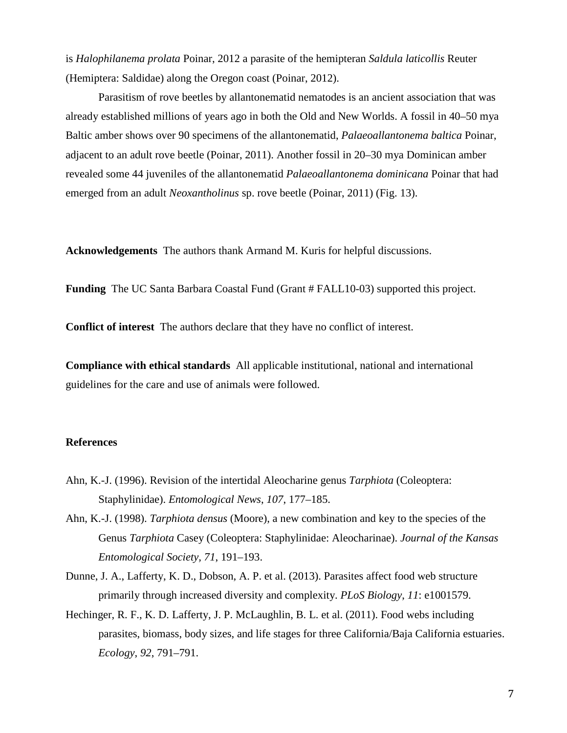is *Halophilanema prolata* Poinar, 2012 a parasite of the hemipteran *Saldula laticollis* Reuter (Hemiptera: Saldidae) along the Oregon coast (Poinar, 2012).

Parasitism of rove beetles by allantonematid nematodes is an ancient association that was already established millions of years ago in both the Old and New Worlds. A fossil in 40–50 mya Baltic amber shows over 90 specimens of the allantonematid, *Palaeoallantonema baltica* Poinar, adjacent to an adult rove beetle (Poinar, 2011). Another fossil in 20–30 mya Dominican amber revealed some 44 juveniles of the allantonematid *Palaeoallantonema dominicana* Poinar that had emerged from an adult *Neoxantholinus* sp. rove beetle (Poinar, 2011) (Fig. 13).

**Acknowledgements** The authors thank Armand M. Kuris for helpful discussions.

**Funding** The UC Santa Barbara Coastal Fund (Grant # FALL10-03) supported this project.

**Conflict of interest** The authors declare that they have no conflict of interest.

**Compliance with ethical standards** All applicable institutional, national and international guidelines for the care and use of animals were followed.

## References

Ahn, K.-J. (1996). Revision of the intertidal Aleocharine genus *Tarphiota* (Coleoptera: Staphylinidae). *Entomological News*, *107*, 177–185.

Ahn, K.-J. (1998). *Tarphiota densus* (Moore), a new combination and key to the species of the Genus *Tarphiota* Casey (Coleoptera: Staphylinidae: Aleocharinae). *Journal of the Kansas Entomological Society*, *71*, 191–193.

Dunne, J. A., Lafferty, K. D., Dobson, A. P. et al. (2013). Parasites affect food web structure primarily through increased diversity and complexity. *PLoS Biology*, *11*: e1001579.

Hechinger, R. F., K. D. Lafferty, J. P. McLaughlin, B. L. et al. (2011). Food webs including parasites, biomass, body sizes, and life stages for three California/Baja California estuaries. *Ecology*, *92*, 791–791.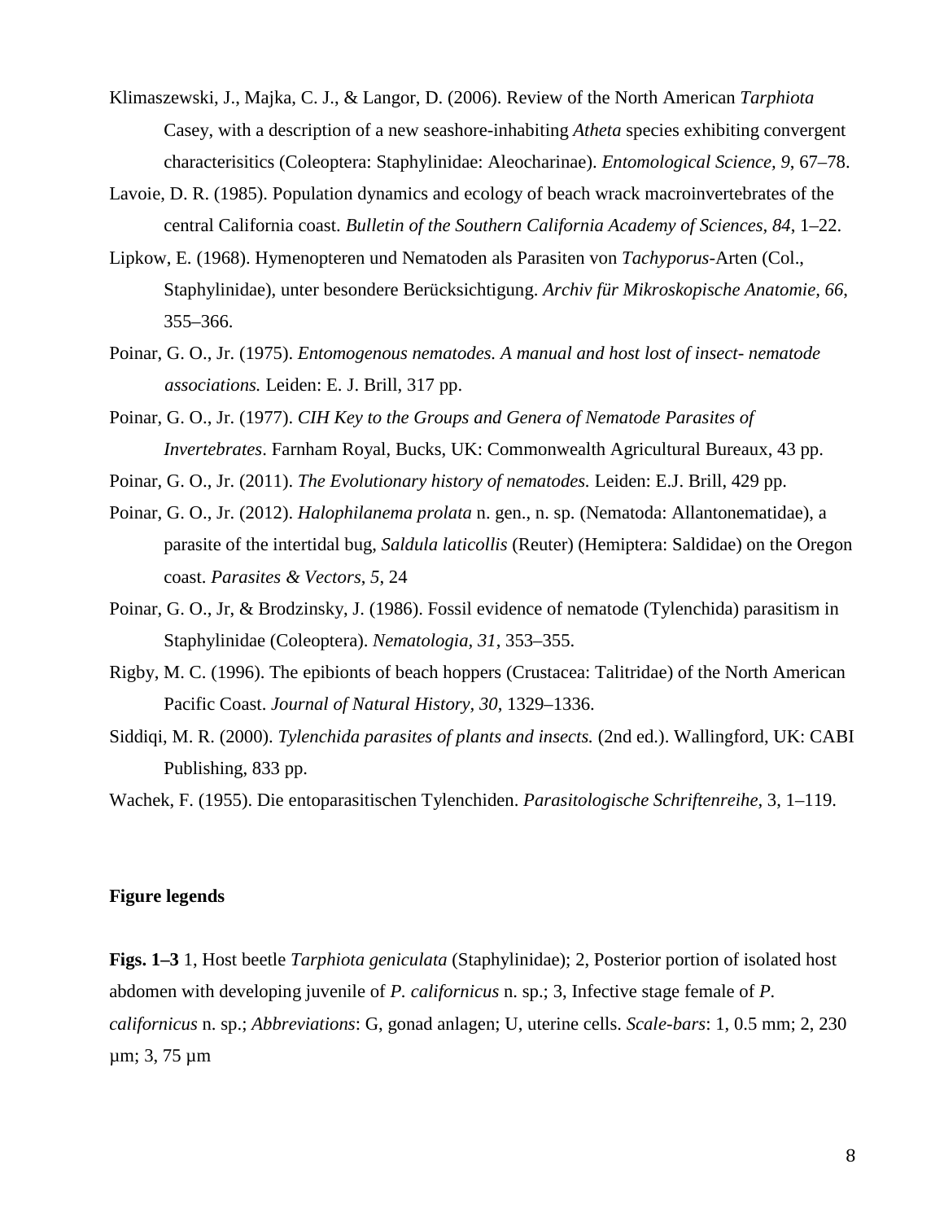Klimaszewski, J., Majka, C. J., & Langor, D. (2006). Review of the North American *Tarphiota* Casey, with a description of a new seashore-inhabiting *Atheta* species exhibiting convergent characterisitics (Coleoptera: Staphylinidae: Aleocharinae). *Entomological Science, 9*, 67–78.

Lavoie, D. R. (1985). Population dynamics and ecology of beach wrack macroinvertebrates of the central California coast. *Bulletin of the Southern California Academy of Sciences, 84*, 1–22.

Lipkow, E. (1968). Hymenopteren und Nematoden als Parasiten von *Tachyporus*-Arten (Col., Staphylinidae), unter besondere Berücksichtigung. *Archiv für Mikroskopische Anatomie, 66*, 355–366.

Poinar, G. O., Jr. (1975). *Entomogenous nematodes. A manual and host lost of insect- nematode associations.* Leiden: E. J. Brill, 317 pp.

Poinar, G. O., Jr. (1977). *CIH Key to the Groups and Genera of Nematode Parasites of Invertebrates*. Farnham Royal, Bucks, UK: Commonwealth Agricultural Bureaux, 43 pp.

Poinar, G. O., Jr. (2011). *The Evolutionary history of nematodes.* Leiden: E.J. Brill, 429 pp.

Poinar, G. O., Jr. (2012). *Halophilanema prolata* n. gen., n. sp. (Nematoda: Allantonematidae), a parasite of the intertidal bug, *Saldula laticollis* (Reuter) (Hemiptera: Saldidae) on the Oregon coast. *Parasites & Vectors*, *5*, 24

Poinar, G. O., Jr, & Brodzinsky, J. (1986). Fossil evidence of nematode (Tylenchida) parasitism in Staphylinidae (Coleoptera). *Nematologia*, *31*, 353–355.

Rigby, M. C. (1996). The epibionts of beach hoppers (Crustacea: Talitridae) of the North American Pacific Coast. *Journal of Natural History, 30*, 1329–1336.

Siddiqi, M. R. (2000). *Tylenchida parasites of plants and insects.* (2nd ed.). Wallingford, UK: CABI Publishing, 833 pp.

Wachek, F. (1955). Die entoparasitischen Tylenchiden. *Parasitologische Schriftenreihe,* 3, 1–119.

**Figure legends**

**Figs. 1–3** 1, Host beetle *Tarphiota geniculata* (Staphylinidae); 2, Posterior portion of isolated host abdomen with developing juvenile of *P. californicus* n. sp.; 3, Infective stage female of *P. californicus* n. sp.; *Abbreviations*: G, gonad anlagen; U, uterine cells. *Scale-bars*: 1, 0.5 mm; 2, 230 μm; 3, 75 μm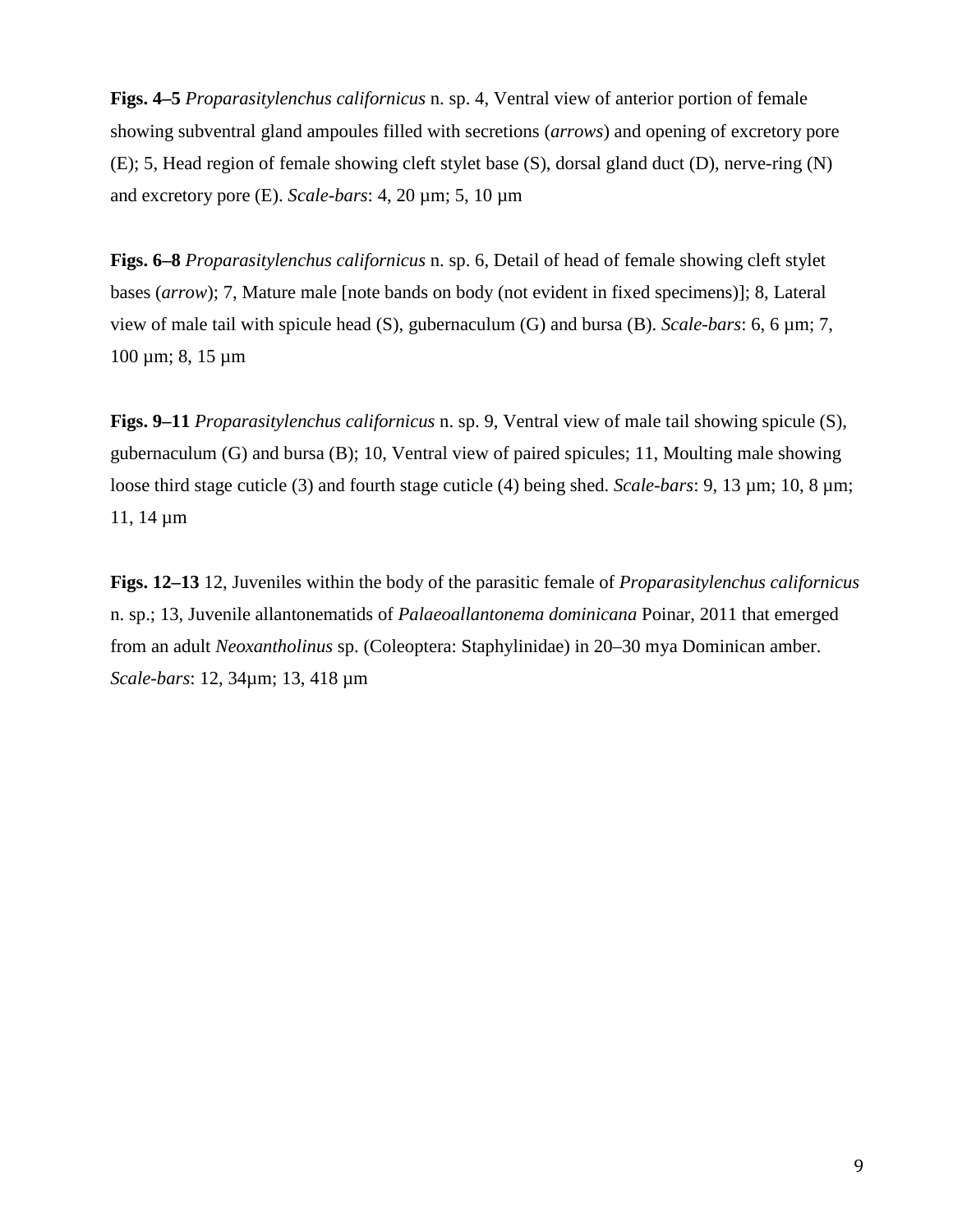**Figs. 4–5** *Proparasitylenchus californicus* n. sp. 4, Ventral view of anterior portion of female showing subventral gland ampoules filled with secretions (*arrows*) and opening of excretory pore (E); 5, Head region of female showing cleft stylet base (S), dorsal gland duct (D), nerve-ring (N) and excretory pore (E). *Scale-bars*: 4, 20 µm; 5, 10 µm

**Figs. 6–8** *Proparasitylenchus californicus* n. sp. 6, Detail of head of female showing cleft stylet bases (*arrow*); 7, Mature male [note bands on body (not evident in fixed specimens)]; 8, Lateral view of male tail with spicule head (S), gubernaculum (G) and bursa (B). *Scale-bars*: 6, 6 µm; 7, 100 µm; 8, 15 µm

**Figs. 9–11** *Proparasitylenchus californicus* n. sp. 9, Ventral view of male tail showing spicule (S), gubernaculum (G) and bursa (B); 10, Ventral view of paired spicules; 11, Moulting male showing loose third stage cuticle (3) and fourth stage cuticle (4) being shed. *Scale-bars*: 9, 13 µm; 10, 8 µm; 11, 14 µm

**Figs. 12–13** 12, Juveniles within the body of the parasitic female of *Proparasitylenchus californicus* n. sp.; 13, Juvenile allantonematids of *Palaeoallantonema dominicana* Poinar, 2011 that emerged from an adult *Neoxantholinus* sp. (Coleoptera: Staphylinidae) in 20–30 mya Dominican amber. *Scale-bars*: 12, 34µm; 13, 418 µm